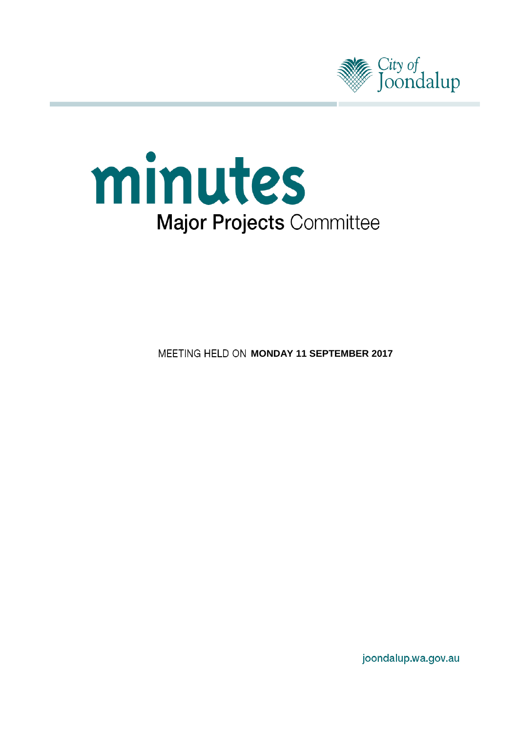City of Joondalup

# minutes

## Major Projects Committee

MEETING HELD ON **MONDAY 11 SEPTEMBER 2017**

joondalup.wa.gov.au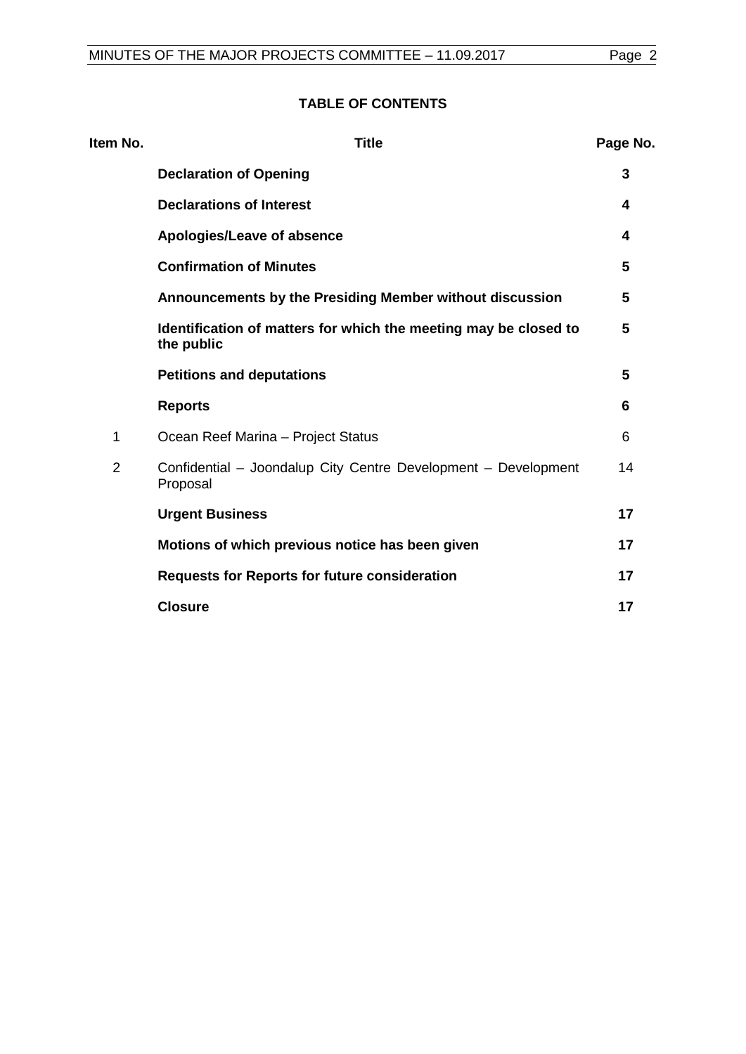**TABLE OF CONTENTS**

| Item No. | Title | Page No. |
|---|---|---|
| | **Declaration of Opening** | **3** |
| | **Declarations of Interest** | **4** |
| | **Apologies/Leave of absence** | **4** |
| | **Confirmation of Minutes** | **5** |
| | **Announcements by the Presiding Member without discussion** | **5** |
| | **Identification of matters for which the meeting may be closed to the public** | **5** |
| | **Petitions and deputations** | **5** |
| | **Reports** | **6** |
| 1 | Ocean Reef Marina – Project Status | 6 |
| 2 | Confidential – Joondalup City Centre Development – Development Proposal | 14 |
| | **Urgent Business** | **17** |
| | **Motions of which previous notice has been given** | **17** |
| | **Requests for Reports for future consideration** | **17** |
| | **Closure** | **17** |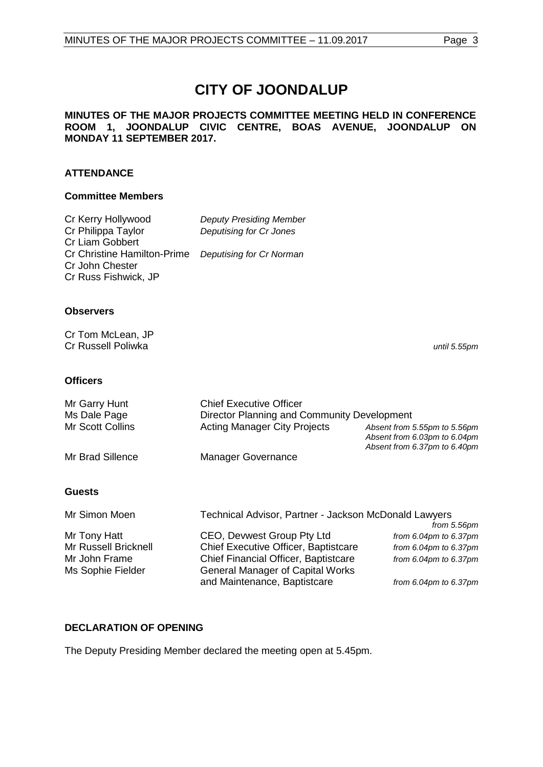# CITY OF JOONDALUP

**MINUTES OF THE MAJOR PROJECTS COMMITTEE MEETING HELD IN CONFERENCE ROOM 1, JOONDALUP CIVIC CENTRE, BOAS AVENUE, JOONDALUP ON MONDAY 11 SEPTEMBER 2017.**

## ATTENDANCE

### Committee Members

| | |
|---|---|
| Cr Kerry Hollywood | *Deputy Presiding Member* |
| Cr Philippa Taylor | *Deputising for Cr Jones* |
| Cr Liam Gobbert | |
| Cr Christine Hamilton-Prime | *Deputising for Cr Norman* |
| Cr John Chester | |
| Cr Russ Fishwick, JP | |

### Observers

| | |
|---|---|
| Cr Tom McLean, JP | |
| Cr Russell Poliwka | *until 5.55pm* |

### Officers

| | | |
|---|---|---|
| Mr Garry Hunt | Chief Executive Officer | |
| Ms Dale Page | Director Planning and Community Development | |
| Mr Scott Collins | Acting Manager City Projects | *Absent from 5.55pm to 5.56pm*<br>*Absent from 6.03pm to 6.04pm*<br>*Absent from 6.37pm to 6.40pm* |
| Mr Brad Sillence | Manager Governance | |

### Guests

| | | |
|---|---|---|
| Mr Simon Moen | Technical Advisor, Partner - Jackson McDonald Lawyers | *from 5.56pm* |
| Mr Tony Hatt | CEO, Devwest Group Pty Ltd | *from 6.04pm to 6.37pm* |
| Mr Russell Bricknell | Chief Executive Officer, Baptistcare | *from 6.04pm to 6.37pm* |
| Mr John Frame | Chief Financial Officer, Baptistcare | *from 6.04pm to 6.37pm* |
| Ms Sophie Fielder | General Manager of Capital Works and Maintenance, Baptistcare | *from 6.04pm to 6.37pm* |

## DECLARATION OF OPENING

The Deputy Presiding Member declared the meeting open at 5.45pm.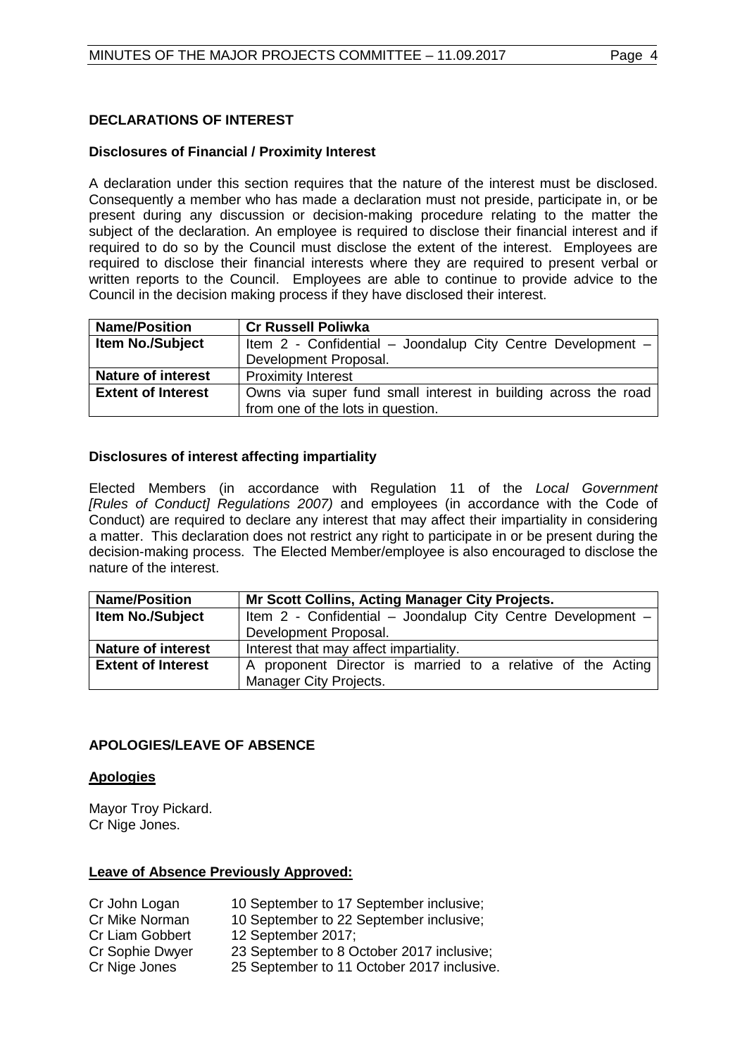## DECLARATIONS OF INTEREST

### Disclosures of Financial / Proximity Interest

A declaration under this section requires that the nature of the interest must be disclosed. Consequently a member who has made a declaration must not preside, participate in, or be present during any discussion or decision-making procedure relating to the matter the subject of the declaration. An employee is required to disclose their financial interest and if required to do so by the Council must disclose the extent of the interest. Employees are required to disclose their financial interests where they are required to present verbal or written reports to the Council. Employees are able to continue to provide advice to the Council in the decision making process if they have disclosed their interest.

| **Name/Position** | **Cr Russell Poliwka** |
|---|---|
| **Item No./Subject** | Item 2 - Confidential – Joondalup City Centre Development – Development Proposal. |
| **Nature of interest** | Proximity Interest |
| **Extent of Interest** | Owns via super fund small interest in building across the road from one of the lots in question. |

### Disclosures of interest affecting impartiality

Elected Members (in accordance with Regulation 11 of the *Local Government [Rules of Conduct] Regulations 2007)* and employees (in accordance with the Code of Conduct) are required to declare any interest that may affect their impartiality in considering a matter. This declaration does not restrict any right to participate in or be present during the decision-making process. The Elected Member/employee is also encouraged to disclose the nature of the interest.

| **Name/Position** | **Mr Scott Collins, Acting Manager City Projects.** |
|---|---|
| **Item No./Subject** | Item 2 - Confidential – Joondalup City Centre Development – Development Proposal. |
| **Nature of interest** | Interest that may affect impartiality. |
| **Extent of Interest** | A proponent Director is married to a relative of the Acting Manager City Projects. |

## APOLOGIES/LEAVE OF ABSENCE

### Apologies

Mayor Troy Pickard.
Cr Nige Jones.

### Leave of Absence Previously Approved:

| | |
|---|---|
| Cr John Logan | 10 September to 17 September inclusive; |
| Cr Mike Norman | 10 September to 22 September inclusive; |
| Cr Liam Gobbert | 12 September 2017; |
| Cr Sophie Dwyer | 23 September to 8 October 2017 inclusive; |
| Cr Nige Jones | 25 September to 11 October 2017 inclusive. |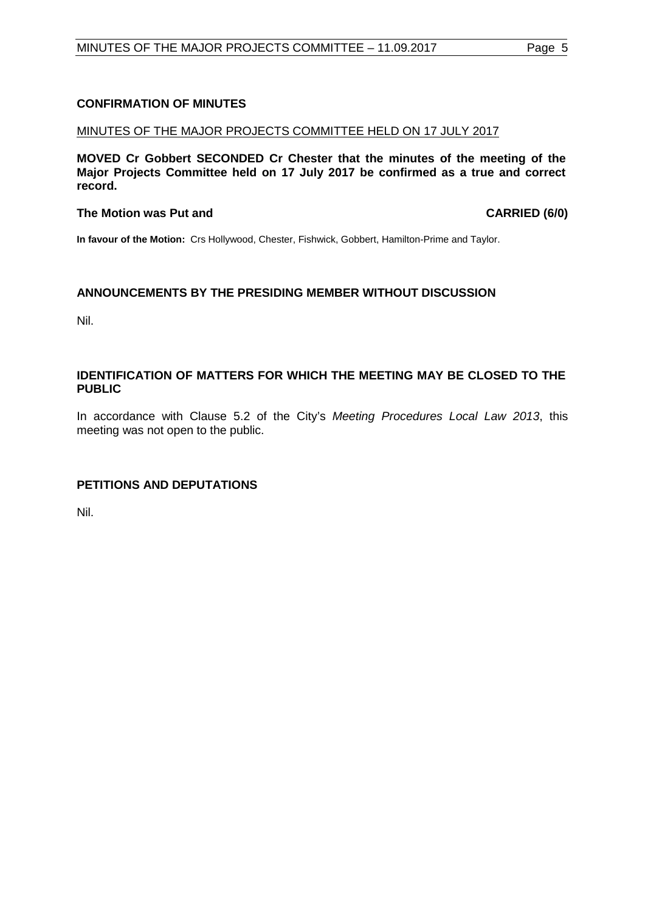## CONFIRMATION OF MINUTES

MINUTES OF THE MAJOR PROJECTS COMMITTEE HELD ON 17 JULY 2017

**MOVED Cr Gobbert SECONDED Cr Chester that the minutes of the meeting of the Major Projects Committee held on 17 July 2017 be confirmed as a true and correct record.**

**The Motion was Put and CARRIED (6/0)**

**In favour of the Motion:** Crs Hollywood, Chester, Fishwick, Gobbert, Hamilton-Prime and Taylor.

## ANNOUNCEMENTS BY THE PRESIDING MEMBER WITHOUT DISCUSSION

Nil.

## IDENTIFICATION OF MATTERS FOR WHICH THE MEETING MAY BE CLOSED TO THE PUBLIC

In accordance with Clause 5.2 of the City's *Meeting Procedures Local Law 2013*, this meeting was not open to the public.

## PETITIONS AND DEPUTATIONS

Nil.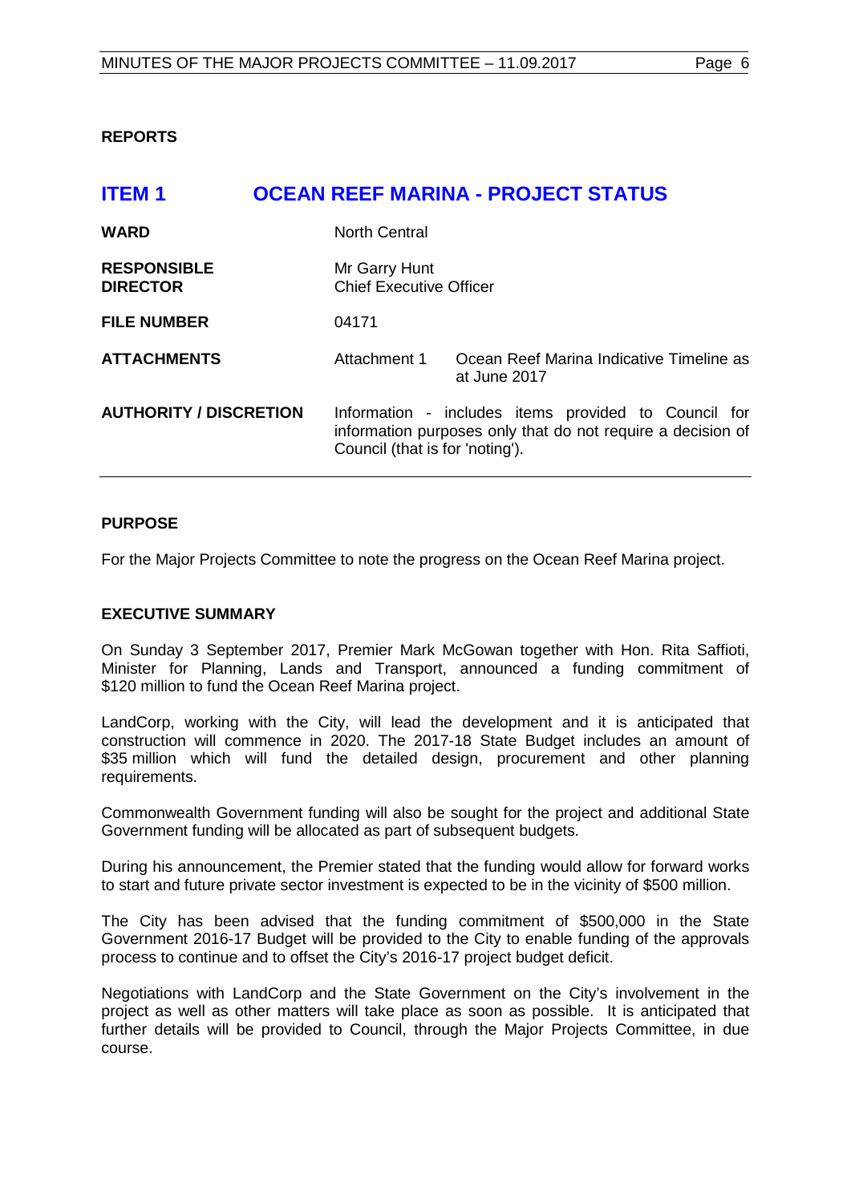## REPORTS

# ITEM 1 OCEAN REEF MARINA - PROJECT STATUS

| | | |
|---|---|---|
| **WARD** | North Central | |
| **RESPONSIBLE DIRECTOR** | Mr Garry Hunt<br>Chief Executive Officer | |
| **FILE NUMBER** | 04171 | |
| **ATTACHMENTS** | Attachment 1 | Ocean Reef Marina Indicative Timeline as at June 2017 |
| **AUTHORITY / DISCRETION** | Information - includes items provided to Council for information purposes only that do not require a decision of Council (that is for 'noting'). | |

### PURPOSE

For the Major Projects Committee to note the progress on the Ocean Reef Marina project.

### EXECUTIVE SUMMARY

On Sunday 3 September 2017, Premier Mark McGowan together with Hon. Rita Saffioti, Minister for Planning, Lands and Transport, announced a funding commitment of $120 million to fund the Ocean Reef Marina project.

LandCorp, working with the City, will lead the development and it is anticipated that construction will commence in 2020. The 2017-18 State Budget includes an amount of $35 million which will fund the detailed design, procurement and other planning requirements.

Commonwealth Government funding will also be sought for the project and additional State Government funding will be allocated as part of subsequent budgets.

During his announcement, the Premier stated that the funding would allow for forward works to start and future private sector investment is expected to be in the vicinity of $500 million.

The City has been advised that the funding commitment of $500,000 in the State Government 2016-17 Budget will be provided to the City to enable funding of the approvals process to continue and to offset the City's 2016-17 project budget deficit.

Negotiations with LandCorp and the State Government on the City's involvement in the project as well as other matters will take place as soon as possible. It is anticipated that further details will be provided to Council, through the Major Projects Committee, in due course.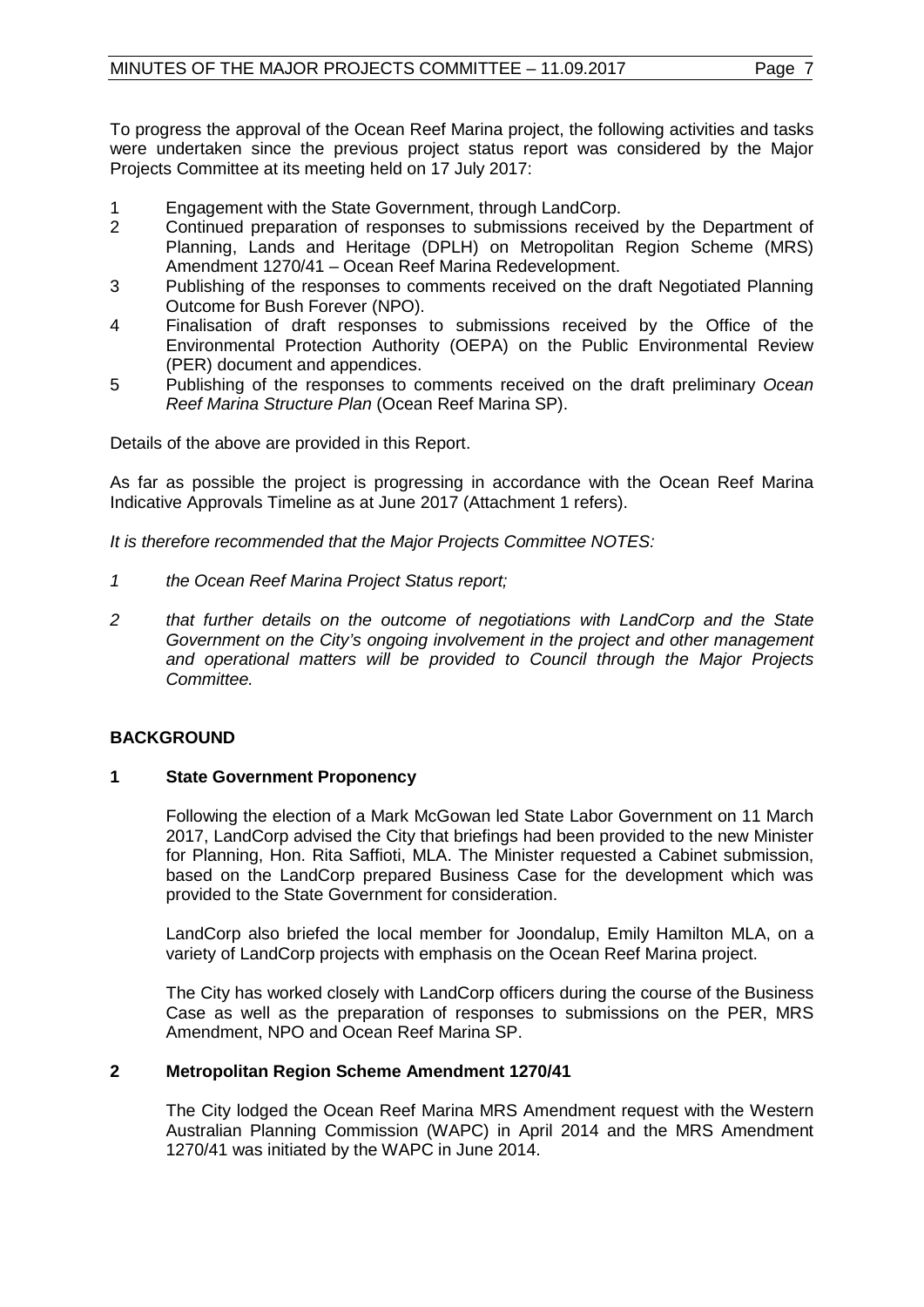To progress the approval of the Ocean Reef Marina project, the following activities and tasks were undertaken since the previous project status report was considered by the Major Projects Committee at its meeting held on 17 July 2017:

1. Engagement with the State Government, through LandCorp.
2. Continued preparation of responses to submissions received by the Department of Planning, Lands and Heritage (DPLH) on Metropolitan Region Scheme (MRS) Amendment 1270/41 – Ocean Reef Marina Redevelopment.
3. Publishing of the responses to comments received on the draft Negotiated Planning Outcome for Bush Forever (NPO).
4. Finalisation of draft responses to submissions received by the Office of the Environmental Protection Authority (OEPA) on the Public Environmental Review (PER) document and appendices.
5. Publishing of the responses to comments received on the draft preliminary *Ocean Reef Marina Structure Plan* (Ocean Reef Marina SP).

Details of the above are provided in this Report.

As far as possible the project is progressing in accordance with the Ocean Reef Marina Indicative Approvals Timeline as at June 2017 (Attachment 1 refers).

*It is therefore recommended that the Major Projects Committee NOTES:*

1. *the Ocean Reef Marina Project Status report;*
2. *that further details on the outcome of negotiations with LandCorp and the State Government on the City's ongoing involvement in the project and other management and operational matters will be provided to Council through the Major Projects Committee.*

## BACKGROUND

### 1 State Government Proponency

Following the election of a Mark McGowan led State Labor Government on 11 March 2017, LandCorp advised the City that briefings had been provided to the new Minister for Planning, Hon. Rita Saffioti, MLA. The Minister requested a Cabinet submission, based on the LandCorp prepared Business Case for the development which was provided to the State Government for consideration.

LandCorp also briefed the local member for Joondalup, Emily Hamilton MLA, on a variety of LandCorp projects with emphasis on the Ocean Reef Marina project.

The City has worked closely with LandCorp officers during the course of the Business Case as well as the preparation of responses to submissions on the PER, MRS Amendment, NPO and Ocean Reef Marina SP.

### 2 Metropolitan Region Scheme Amendment 1270/41

The City lodged the Ocean Reef Marina MRS Amendment request with the Western Australian Planning Commission (WAPC) in April 2014 and the MRS Amendment 1270/41 was initiated by the WAPC in June 2014.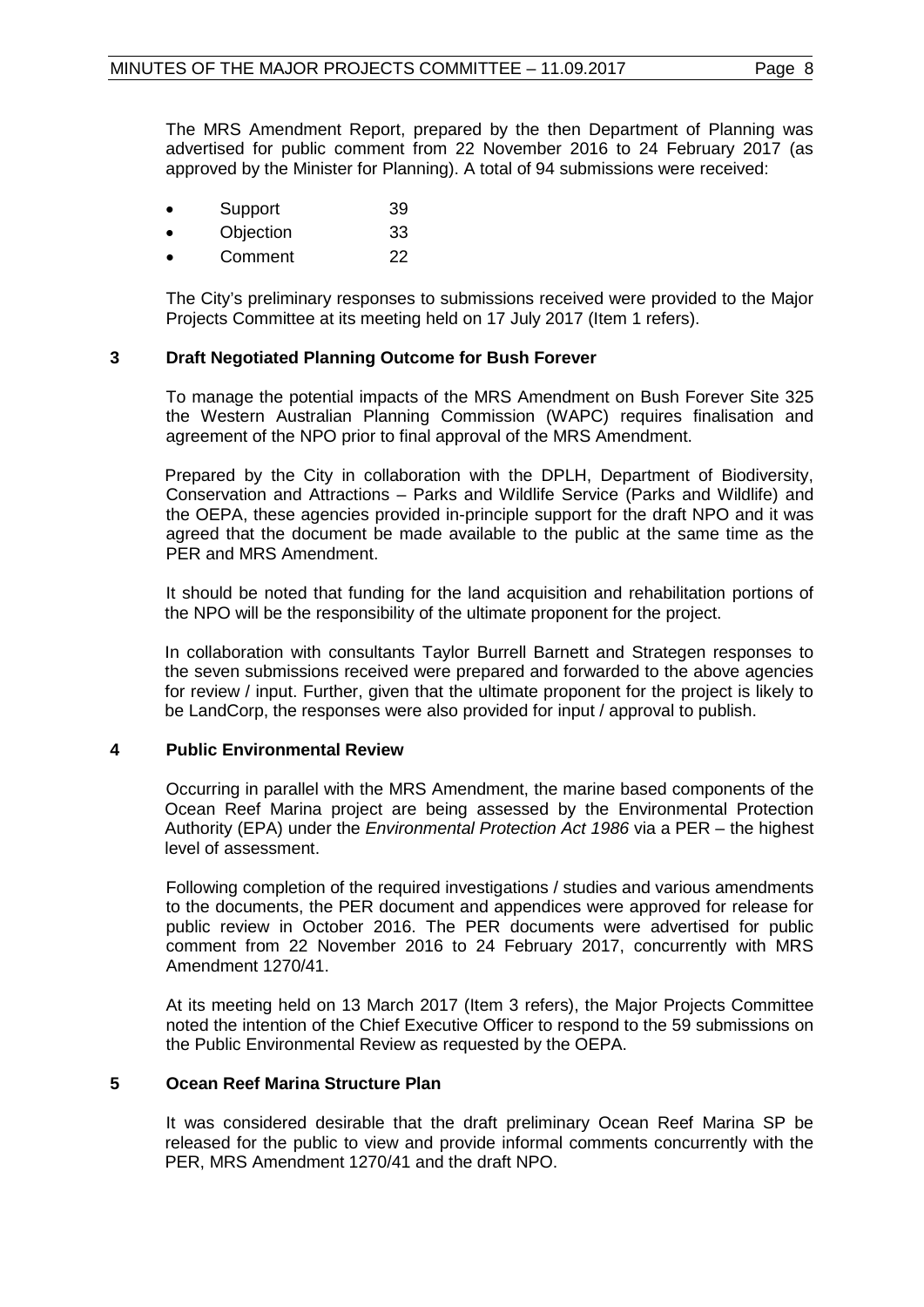The MRS Amendment Report, prepared by the then Department of Planning was advertised for public comment from 22 November 2016 to 24 February 2017 (as approved by the Minister for Planning). A total of 94 submissions were received:

- Support 39
- Objection 33
- Comment 22

The City's preliminary responses to submissions received were provided to the Major Projects Committee at its meeting held on 17 July 2017 (Item 1 refers).

## 3 Draft Negotiated Planning Outcome for Bush Forever

To manage the potential impacts of the MRS Amendment on Bush Forever Site 325 the Western Australian Planning Commission (WAPC) requires finalisation and agreement of the NPO prior to final approval of the MRS Amendment.

Prepared by the City in collaboration with the DPLH, Department of Biodiversity, Conservation and Attractions – Parks and Wildlife Service (Parks and Wildlife) and the OEPA, these agencies provided in-principle support for the draft NPO and it was agreed that the document be made available to the public at the same time as the PER and MRS Amendment.

It should be noted that funding for the land acquisition and rehabilitation portions of the NPO will be the responsibility of the ultimate proponent for the project.

In collaboration with consultants Taylor Burrell Barnett and Strategen responses to the seven submissions received were prepared and forwarded to the above agencies for review / input. Further, given that the ultimate proponent for the project is likely to be LandCorp, the responses were also provided for input / approval to publish.

## 4 Public Environmental Review

Occurring in parallel with the MRS Amendment, the marine based components of the Ocean Reef Marina project are being assessed by the Environmental Protection Authority (EPA) under the *Environmental Protection Act 1986* via a PER – the highest level of assessment.

Following completion of the required investigations / studies and various amendments to the documents, the PER document and appendices were approved for release for public review in October 2016. The PER documents were advertised for public comment from 22 November 2016 to 24 February 2017, concurrently with MRS Amendment 1270/41.

At its meeting held on 13 March 2017 (Item 3 refers), the Major Projects Committee noted the intention of the Chief Executive Officer to respond to the 59 submissions on the Public Environmental Review as requested by the OEPA.

## 5 Ocean Reef Marina Structure Plan

It was considered desirable that the draft preliminary Ocean Reef Marina SP be released for the public to view and provide informal comments concurrently with the PER, MRS Amendment 1270/41 and the draft NPO.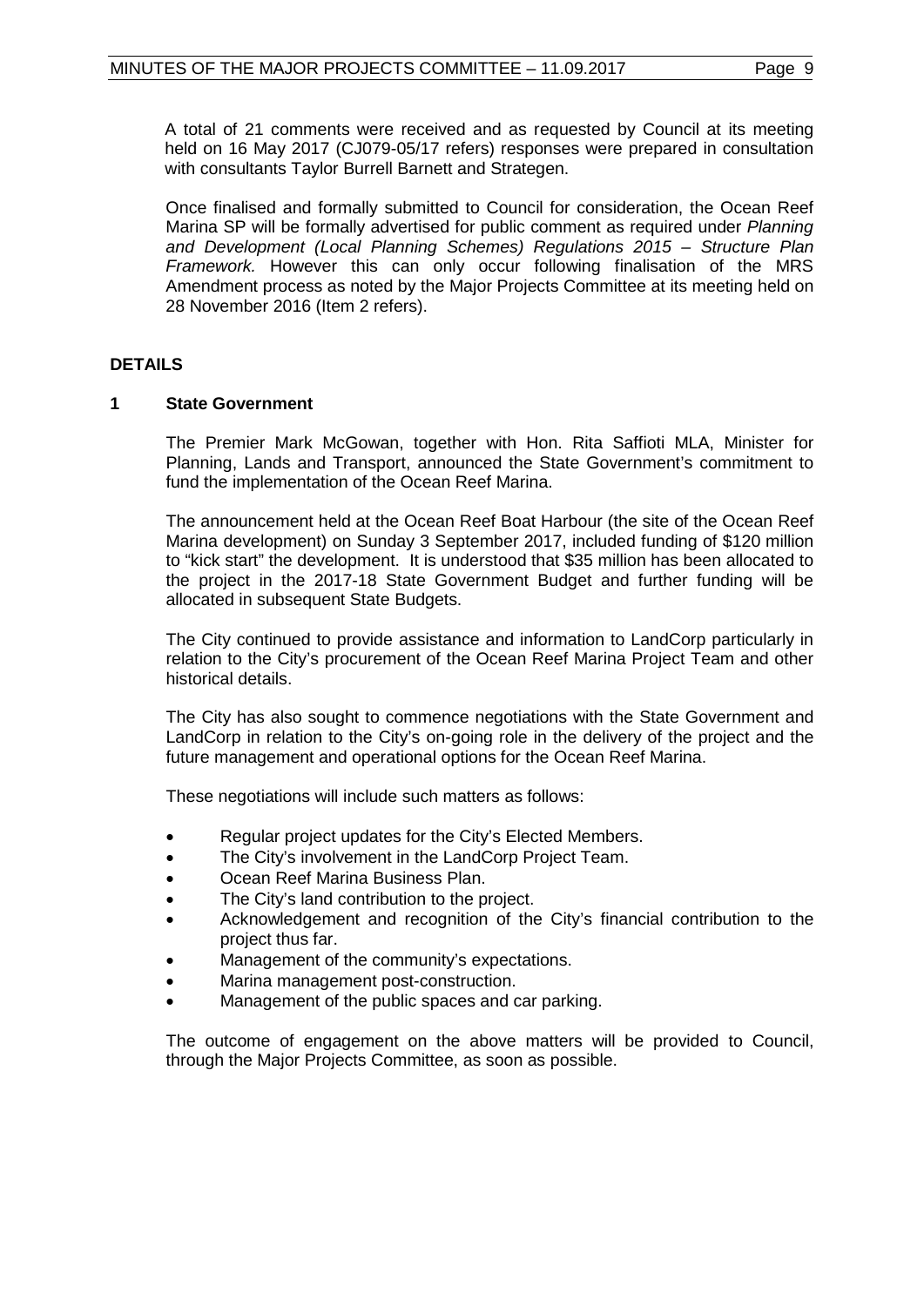A total of 21 comments were received and as requested by Council at its meeting held on 16 May 2017 (CJ079-05/17 refers) responses were prepared in consultation with consultants Taylor Burrell Barnett and Strategen.

Once finalised and formally submitted to Council for consideration, the Ocean Reef Marina SP will be formally advertised for public comment as required under *Planning and Development (Local Planning Schemes) Regulations 2015 – Structure Plan Framework.* However this can only occur following finalisation of the MRS Amendment process as noted by the Major Projects Committee at its meeting held on 28 November 2016 (Item 2 refers).

## DETAILS

### 1 State Government

The Premier Mark McGowan, together with Hon. Rita Saffioti MLA, Minister for Planning, Lands and Transport, announced the State Government's commitment to fund the implementation of the Ocean Reef Marina.

The announcement held at the Ocean Reef Boat Harbour (the site of the Ocean Reef Marina development) on Sunday 3 September 2017, included funding of $120 million to "kick start" the development. It is understood that $35 million has been allocated to the project in the 2017-18 State Government Budget and further funding will be allocated in subsequent State Budgets.

The City continued to provide assistance and information to LandCorp particularly in relation to the City's procurement of the Ocean Reef Marina Project Team and other historical details.

The City has also sought to commence negotiations with the State Government and LandCorp in relation to the City's on-going role in the delivery of the project and the future management and operational options for the Ocean Reef Marina.

These negotiations will include such matters as follows:

- Regular project updates for the City's Elected Members.
- The City's involvement in the LandCorp Project Team.
- Ocean Reef Marina Business Plan.
- The City's land contribution to the project.
- Acknowledgement and recognition of the City's financial contribution to the project thus far.
- Management of the community's expectations.
- Marina management post-construction.
- Management of the public spaces and car parking.

The outcome of engagement on the above matters will be provided to Council, through the Major Projects Committee, as soon as possible.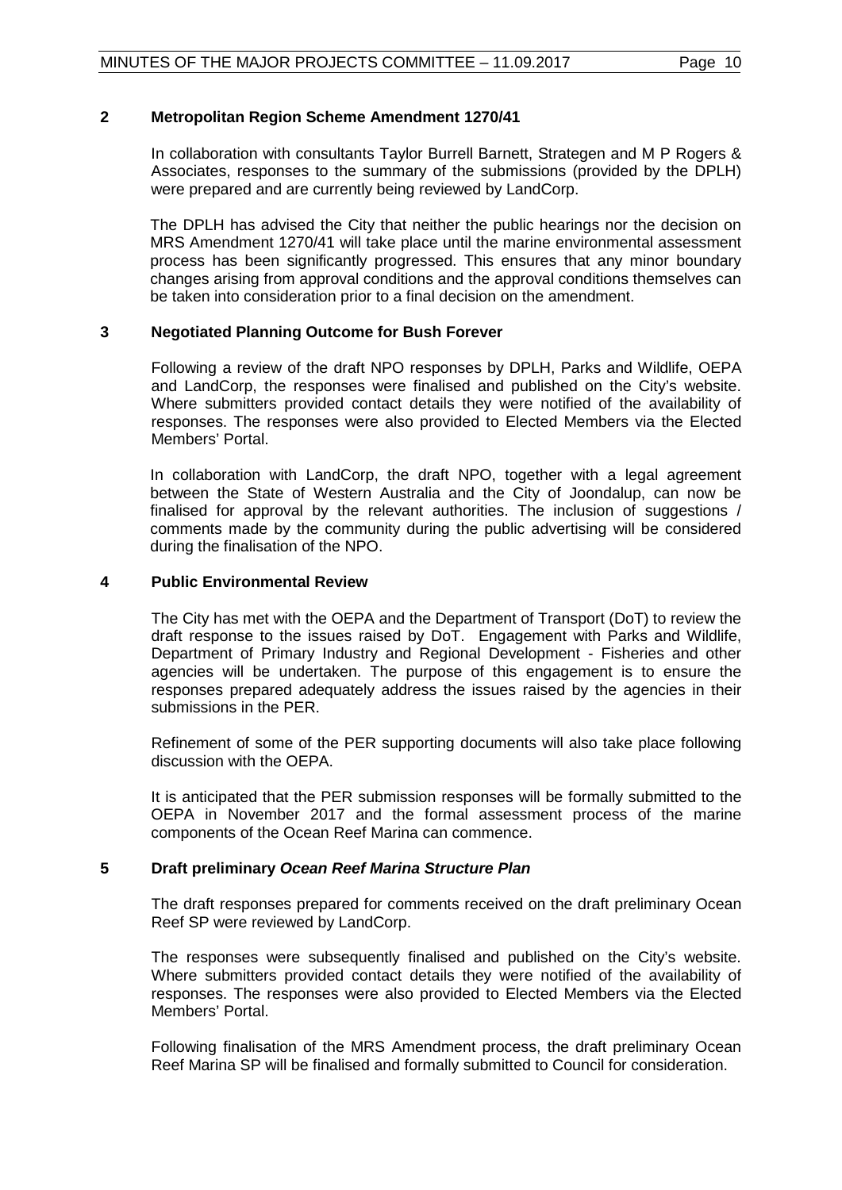## 2 Metropolitan Region Scheme Amendment 1270/41

In collaboration with consultants Taylor Burrell Barnett, Strategen and M P Rogers & Associates, responses to the summary of the submissions (provided by the DPLH) were prepared and are currently being reviewed by LandCorp.

The DPLH has advised the City that neither the public hearings nor the decision on MRS Amendment 1270/41 will take place until the marine environmental assessment process has been significantly progressed. This ensures that any minor boundary changes arising from approval conditions and the approval conditions themselves can be taken into consideration prior to a final decision on the amendment.

## 3 Negotiated Planning Outcome for Bush Forever

Following a review of the draft NPO responses by DPLH, Parks and Wildlife, OEPA and LandCorp, the responses were finalised and published on the City's website. Where submitters provided contact details they were notified of the availability of responses. The responses were also provided to Elected Members via the Elected Members' Portal.

In collaboration with LandCorp, the draft NPO, together with a legal agreement between the State of Western Australia and the City of Joondalup, can now be finalised for approval by the relevant authorities. The inclusion of suggestions / comments made by the community during the public advertising will be considered during the finalisation of the NPO.

## 4 Public Environmental Review

The City has met with the OEPA and the Department of Transport (DoT) to review the draft response to the issues raised by DoT. Engagement with Parks and Wildlife, Department of Primary Industry and Regional Development - Fisheries and other agencies will be undertaken. The purpose of this engagement is to ensure the responses prepared adequately address the issues raised by the agencies in their submissions in the PER.

Refinement of some of the PER supporting documents will also take place following discussion with the OEPA.

It is anticipated that the PER submission responses will be formally submitted to the OEPA in November 2017 and the formal assessment process of the marine components of the Ocean Reef Marina can commence.

## 5 Draft preliminary *Ocean Reef Marina Structure Plan*

The draft responses prepared for comments received on the draft preliminary Ocean Reef SP were reviewed by LandCorp.

The responses were subsequently finalised and published on the City's website. Where submitters provided contact details they were notified of the availability of responses. The responses were also provided to Elected Members via the Elected Members' Portal.

Following finalisation of the MRS Amendment process, the draft preliminary Ocean Reef Marina SP will be finalised and formally submitted to Council for consideration.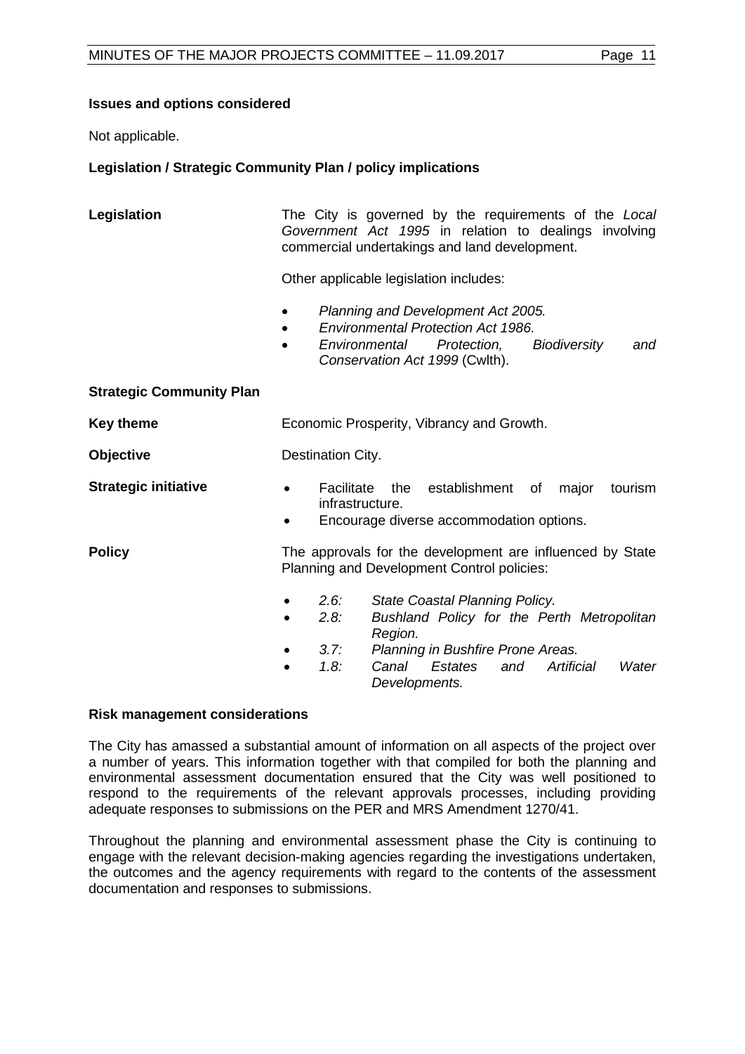**Issues and options considered**

Not applicable.

**Legislation / Strategic Community Plan / policy implications**

**Legislation**

The City is governed by the requirements of the *Local Government Act 1995* in relation to dealings involving commercial undertakings and land development.

Other applicable legislation includes:

- *Planning and Development Act 2005.*
- *Environmental Protection Act 1986.*
- *Environmental Protection, Biodiversity and Conservation Act 1999* (Cwlth).

**Strategic Community Plan**

**Key theme**

Economic Prosperity, Vibrancy and Growth.

**Objective**

Destination City.

**Strategic initiative**

- Facilitate the establishment of major tourism infrastructure.
- Encourage diverse accommodation options.

**Policy**

The approvals for the development are influenced by State Planning and Development Control policies:

- *2.6: State Coastal Planning Policy.*
- *2.8: Bushland Policy for the Perth Metropolitan Region.*
- *3.7: Planning in Bushfire Prone Areas.*
- *1.8: Canal Estates and Artificial Water Developments.*

**Risk management considerations**

The City has amassed a substantial amount of information on all aspects of the project over a number of years. This information together with that compiled for both the planning and environmental assessment documentation ensured that the City was well positioned to respond to the requirements of the relevant approvals processes, including providing adequate responses to submissions on the PER and MRS Amendment 1270/41.

Throughout the planning and environmental assessment phase the City is continuing to engage with the relevant decision-making agencies regarding the investigations undertaken, the outcomes and the agency requirements with regard to the contents of the assessment documentation and responses to submissions.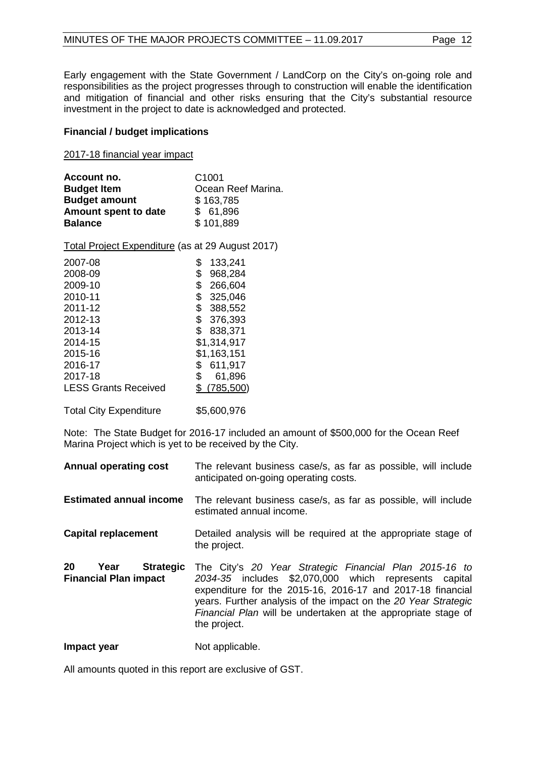Early engagement with the State Government / LandCorp on the City's on-going role and responsibilities as the project progresses through to construction will enable the identification and mitigation of financial and other risks ensuring that the City's substantial resource investment in the project to date is acknowledged and protected.

**Financial / budget implications**

2017-18 financial year impact

| | |
|---|---|
| **Account no.** | C1001 |
| **Budget Item** | Ocean Reef Marina. |
| **Budget amount** | $ 163,785 |
| **Amount spent to date** | $ 61,896 |
| **Balance** | $ 101,889 |

Total Project Expenditure (as at 29 August 2017)

| | |
|---|---|
| 2007-08 | $ 133,241 |
| 2008-09 | $ 968,284 |
| 2009-10 | $ 266,604 |
| 2010-11 | $ 325,046 |
| 2011-12 | $ 388,552 |
| 2012-13 | $ 376,393 |
| 2013-14 | $ 838,371 |
| 2014-15 | $1,314,917 |
| 2015-16 | $1,163,151 |
| 2016-17 | $ 611,917 |
| 2017-18 | $ 61,896 |
| LESS Grants Received | $ (785,500) |
| | |
| Total City Expenditure | $5,600,976 |

Note: The State Budget for 2016-17 included an amount of $500,000 for the Ocean Reef Marina Project which is yet to be received by the City.

| | |
|---|---|
| **Annual operating cost** | The relevant business case/s, as far as possible, will include anticipated on-going operating costs. |
| **Estimated annual income** | The relevant business case/s, as far as possible, will include estimated annual income. |
| **Capital replacement** | Detailed analysis will be required at the appropriate stage of the project. |
| **20 Year Strategic Financial Plan impact** | The City's *20 Year Strategic Financial Plan 2015-16 to 2034-35* includes $2,070,000 which represents capital expenditure for the 2015-16, 2016-17 and 2017-18 financial years. Further analysis of the impact on the *20 Year Strategic Financial Plan* will be undertaken at the appropriate stage of the project. |
| **Impact year** | Not applicable. |

All amounts quoted in this report are exclusive of GST.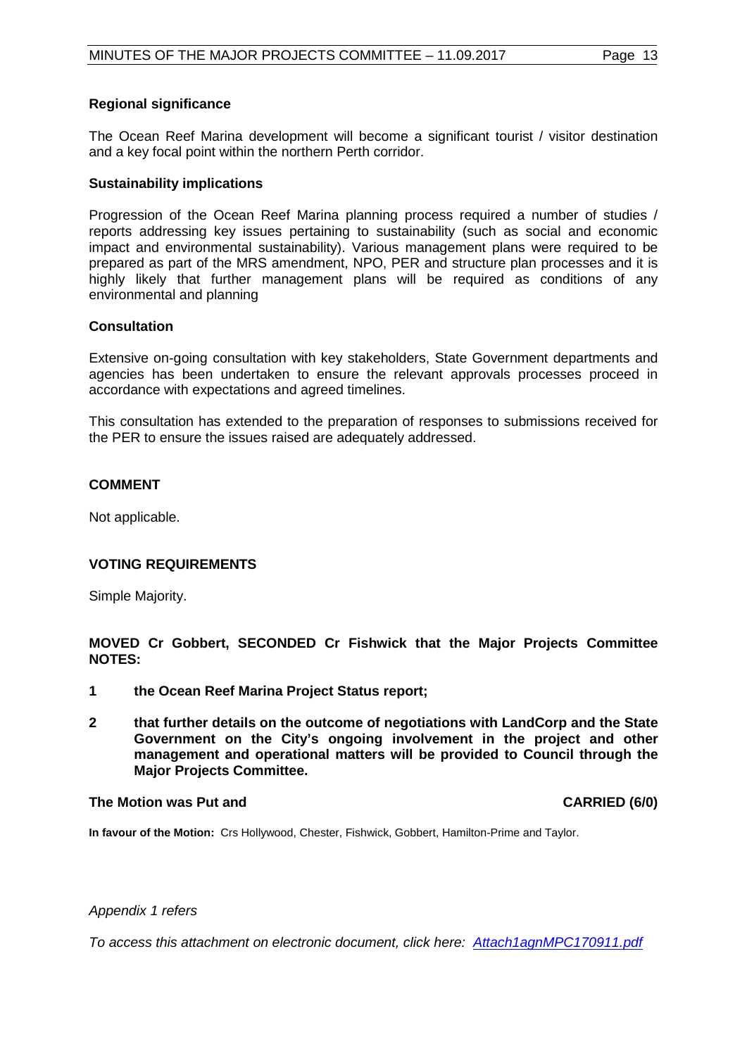**Regional significance**

The Ocean Reef Marina development will become a significant tourist / visitor destination and a key focal point within the northern Perth corridor.

**Sustainability implications**

Progression of the Ocean Reef Marina planning process required a number of studies / reports addressing key issues pertaining to sustainability (such as social and economic impact and environmental sustainability). Various management plans were required to be prepared as part of the MRS amendment, NPO, PER and structure plan processes and it is highly likely that further management plans will be required as conditions of any environmental and planning

**Consultation**

Extensive on-going consultation with key stakeholders, State Government departments and agencies has been undertaken to ensure the relevant approvals processes proceed in accordance with expectations and agreed timelines.

This consultation has extended to the preparation of responses to submissions received for the PER to ensure the issues raised are adequately addressed.

## COMMENT

Not applicable.

## VOTING REQUIREMENTS

Simple Majority.

**MOVED Cr Gobbert, SECONDED Cr Fishwick that the Major Projects Committee NOTES:**

1. **the Ocean Reef Marina Project Status report;**
2. **that further details on the outcome of negotiations with LandCorp and the State Government on the City's ongoing involvement in the project and other management and operational matters will be provided to Council through the Major Projects Committee.**

**The Motion was Put and CARRIED (6/0)**

**In favour of the Motion:** Crs Hollywood, Chester, Fishwick, Gobbert, Hamilton-Prime and Taylor.

*Appendix 1 refers*

*To access this attachment on electronic document, click here: Attach1agnMPC170911.pdf*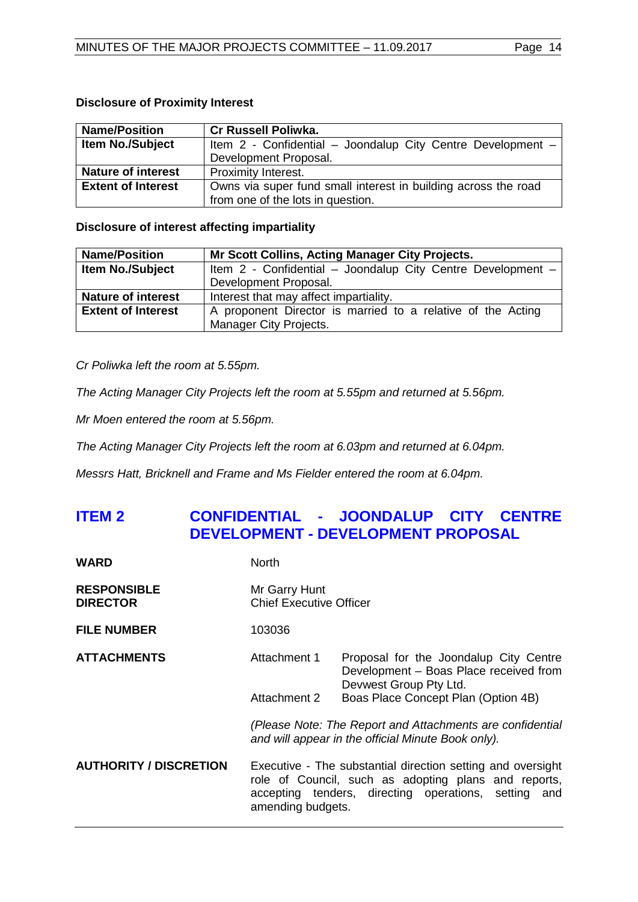**Disclosure of Proximity Interest**

| Name/Position | Cr Russell Poliwka. |
|---|---|
| Item No./Subject | Item 2 - Confidential – Joondalup City Centre Development – Development Proposal. |
| Nature of interest | Proximity Interest. |
| Extent of Interest | Owns via super fund small interest in building across the road from one of the lots in question. |

**Disclosure of interest affecting impartiality**

| Name/Position | Mr Scott Collins, Acting Manager City Projects. |
|---|---|
| Item No./Subject | Item 2 - Confidential – Joondalup City Centre Development – Development Proposal. |
| Nature of interest | Interest that may affect impartiality. |
| Extent of Interest | A proponent Director is married to a relative of the Acting Manager City Projects. |

*Cr Poliwka left the room at 5.55pm.*

*The Acting Manager City Projects left the room at 5.55pm and returned at 5.56pm.*

*Mr Moen entered the room at 5.56pm.*

*The Acting Manager City Projects left the room at 6.03pm and returned at 6.04pm.*

*Messrs Hatt, Bricknell and Frame and Ms Fielder entered the room at 6.04pm.*

## ITEM 2 CONFIDENTIAL - JOONDALUP CITY CENTRE DEVELOPMENT - DEVELOPMENT PROPOSAL

**WARD** North

**RESPONSIBLE DIRECTOR** Mr Garry Hunt, Chief Executive Officer

**FILE NUMBER** 103036

**ATTACHMENTS**
- Attachment 1 Proposal for the Joondalup City Centre Development – Boas Place received from Devwest Group Pty Ltd.
- Attachment 2 Boas Place Concept Plan (Option 4B)

*(Please Note: The Report and Attachments are confidential and will appear in the official Minute Book only).*

**AUTHORITY / DISCRETION** Executive - The substantial direction setting and oversight role of Council, such as adopting plans and reports, accepting tenders, directing operations, setting and amending budgets.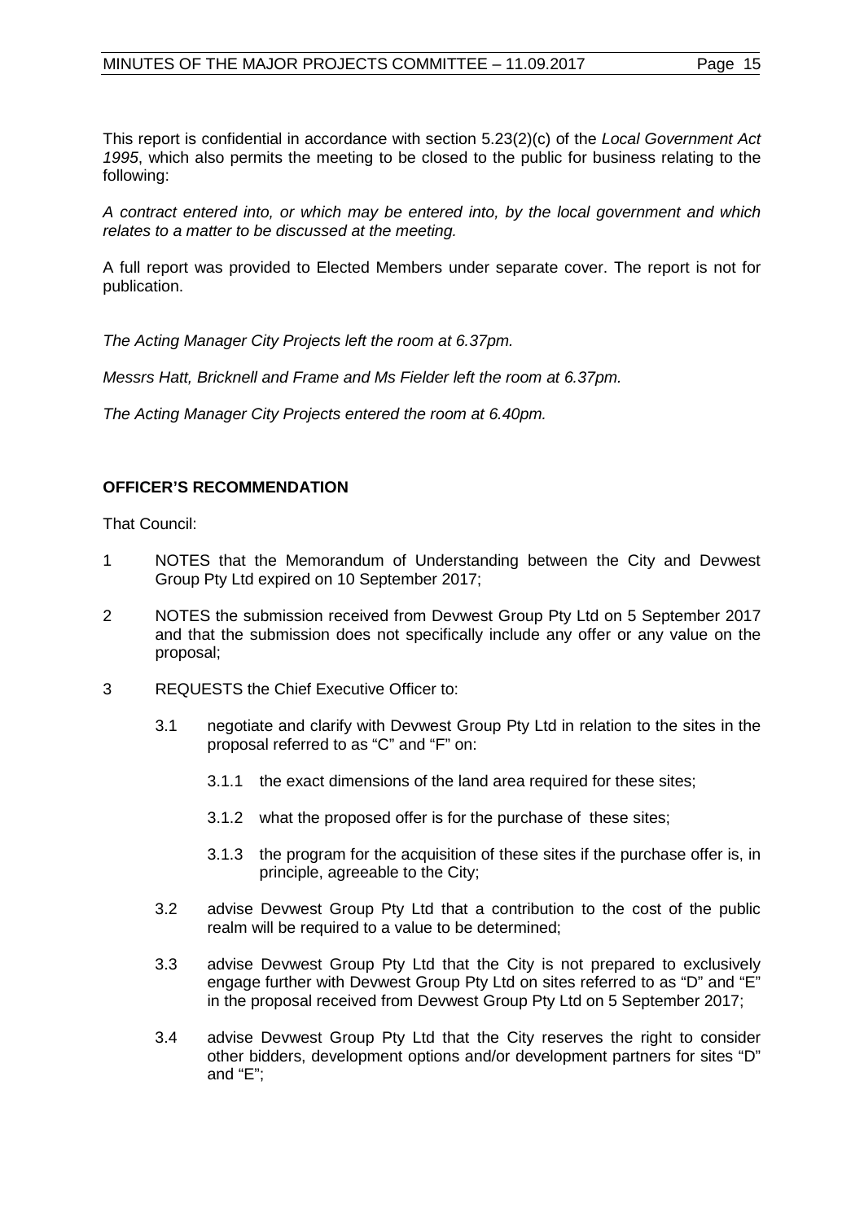This report is confidential in accordance with section 5.23(2)(c) of the *Local Government Act 1995*, which also permits the meeting to be closed to the public for business relating to the following:

*A contract entered into, or which may be entered into, by the local government and which relates to a matter to be discussed at the meeting.*

A full report was provided to Elected Members under separate cover. The report is not for publication.

*The Acting Manager City Projects left the room at 6.37pm.*

*Messrs Hatt, Bricknell and Frame and Ms Fielder left the room at 6.37pm.*

*The Acting Manager City Projects entered the room at 6.40pm.*

**OFFICER'S RECOMMENDATION**

That Council:

1 NOTES that the Memorandum of Understanding between the City and Devwest Group Pty Ltd expired on 10 September 2017;

2 NOTES the submission received from Devwest Group Pty Ltd on 5 September 2017 and that the submission does not specifically include any offer or any value on the proposal;

3 REQUESTS the Chief Executive Officer to:

   3.1 negotiate and clarify with Devwest Group Pty Ltd in relation to the sites in the proposal referred to as "C" and "F" on:

      3.1.1 the exact dimensions of the land area required for these sites;

      3.1.2 what the proposed offer is for the purchase of these sites;

      3.1.3 the program for the acquisition of these sites if the purchase offer is, in principle, agreeable to the City;

   3.2 advise Devwest Group Pty Ltd that a contribution to the cost of the public realm will be required to a value to be determined;

   3.3 advise Devwest Group Pty Ltd that the City is not prepared to exclusively engage further with Devwest Group Pty Ltd on sites referred to as "D" and "E" in the proposal received from Devwest Group Pty Ltd on 5 September 2017;

   3.4 advise Devwest Group Pty Ltd that the City reserves the right to consider other bidders, development options and/or development partners for sites "D" and "E";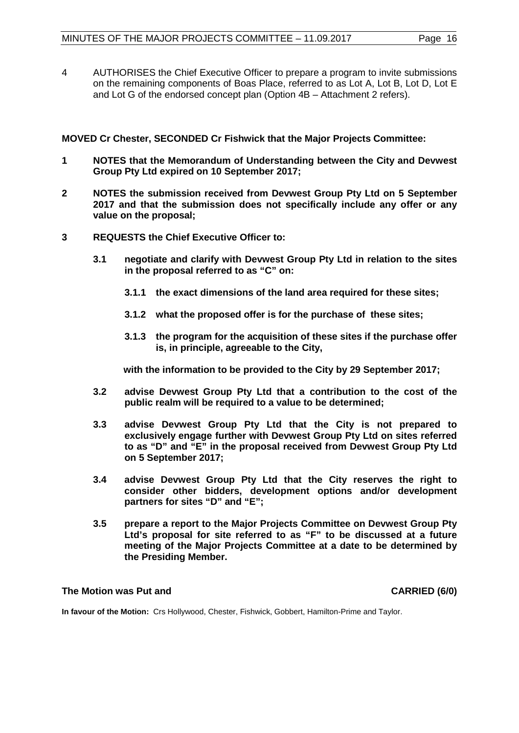4 AUTHORISES the Chief Executive Officer to prepare a program to invite submissions on the remaining components of Boas Place, referred to as Lot A, Lot B, Lot D, Lot E and Lot G of the endorsed concept plan (Option 4B – Attachment 2 refers).

**MOVED Cr Chester, SECONDED Cr Fishwick that the Major Projects Committee:**

**1 NOTES that the Memorandum of Understanding between the City and Devwest Group Pty Ltd expired on 10 September 2017;**

**2 NOTES the submission received from Devwest Group Pty Ltd on 5 September 2017 and that the submission does not specifically include any offer or any value on the proposal;**

**3 REQUESTS the Chief Executive Officer to:**

**3.1 negotiate and clarify with Devwest Group Pty Ltd in relation to the sites in the proposal referred to as "C" on:**

**3.1.1 the exact dimensions of the land area required for these sites;**

**3.1.2 what the proposed offer is for the purchase of these sites;**

**3.1.3 the program for the acquisition of these sites if the purchase offer is, in principle, agreeable to the City,**

**with the information to be provided to the City by 29 September 2017;**

**3.2 advise Devwest Group Pty Ltd that a contribution to the cost of the public realm will be required to a value to be determined;**

**3.3 advise Devwest Group Pty Ltd that the City is not prepared to exclusively engage further with Devwest Group Pty Ltd on sites referred to as "D" and "E" in the proposal received from Devwest Group Pty Ltd on 5 September 2017;**

**3.4 advise Devwest Group Pty Ltd that the City reserves the right to consider other bidders, development options and/or development partners for sites "D" and "E";**

**3.5 prepare a report to the Major Projects Committee on Devwest Group Pty Ltd's proposal for site referred to as "F" to be discussed at a future meeting of the Major Projects Committee at a date to be determined by the Presiding Member.**

**The Motion was Put and CARRIED (6/0)**

**In favour of the Motion:** Crs Hollywood, Chester, Fishwick, Gobbert, Hamilton-Prime and Taylor.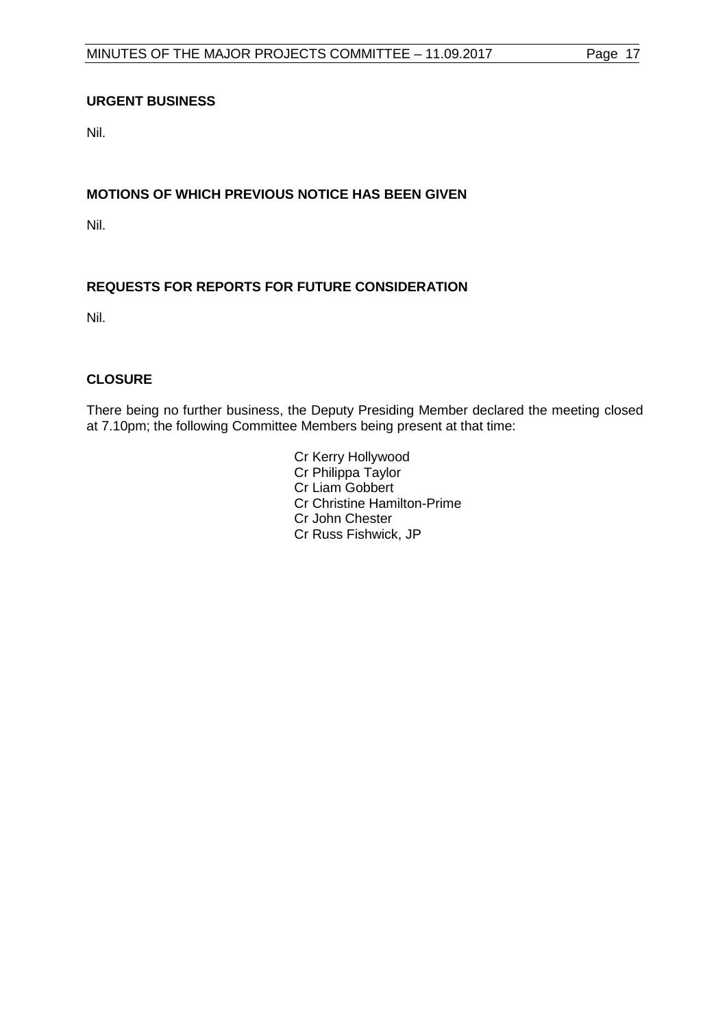**URGENT BUSINESS**

Nil.

**MOTIONS OF WHICH PREVIOUS NOTICE HAS BEEN GIVEN**

Nil.

**REQUESTS FOR REPORTS FOR FUTURE CONSIDERATION**

Nil.

**CLOSURE**

There being no further business, the Deputy Presiding Member declared the meeting closed at 7.10pm; the following Committee Members being present at that time:

Cr Kerry Hollywood
Cr Philippa Taylor
Cr Liam Gobbert
Cr Christine Hamilton-Prime
Cr John Chester
Cr Russ Fishwick, JP